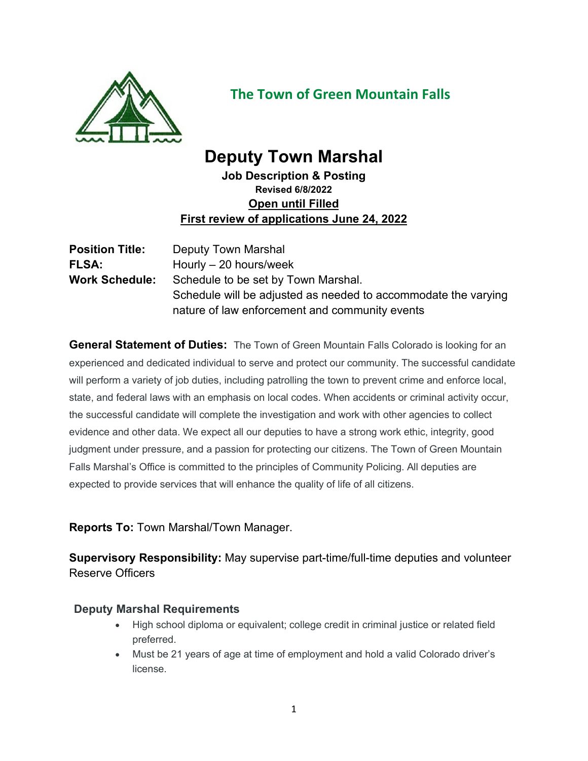## The Town of Green Mountain Falls

# Deputy Town Marshal

**Job Description & Posting**

**Revised 6/8/2022**

**Open until Filled**

**First review of applications June 24, 2022**

**Position Title:** Deputy Town Marshal

**FLSA:** Hourly – 20 hours/week

**Work Schedule:** Schedule to be set by Town Marshal. Schedule will be adjusted as needed to accommodate the varying nature of law enforcement and community events

**General Statement of Duties:** The Town of Green Mountain Falls Colorado is looking for an experienced and dedicated individual to serve and protect our community. The successful candidate will perform a variety of job duties, including patrolling the town to prevent crime and enforce local, state, and federal laws with an emphasis on local codes. When accidents or criminal activity occur, the successful candidate will complete the investigation and work with other agencies to collect evidence and other data. We expect all our deputies to have a strong work ethic, integrity, good judgment under pressure, and a passion for protecting our citizens. The Town of Green Mountain Falls Marshal's Office is committed to the principles of Community Policing. All deputies are expected to provide services that will enhance the quality of life of all citizens.

**Reports To:** Town Marshal/Town Manager.

**Supervisory Responsibility:** May supervise part-time/full-time deputies and volunteer Reserve Officers

### Deputy Marshal Requirements

- High school diploma or equivalent; college credit in criminal justice or related field preferred.
- Must be 21 years of age at time of employment and hold a valid Colorado driver's license.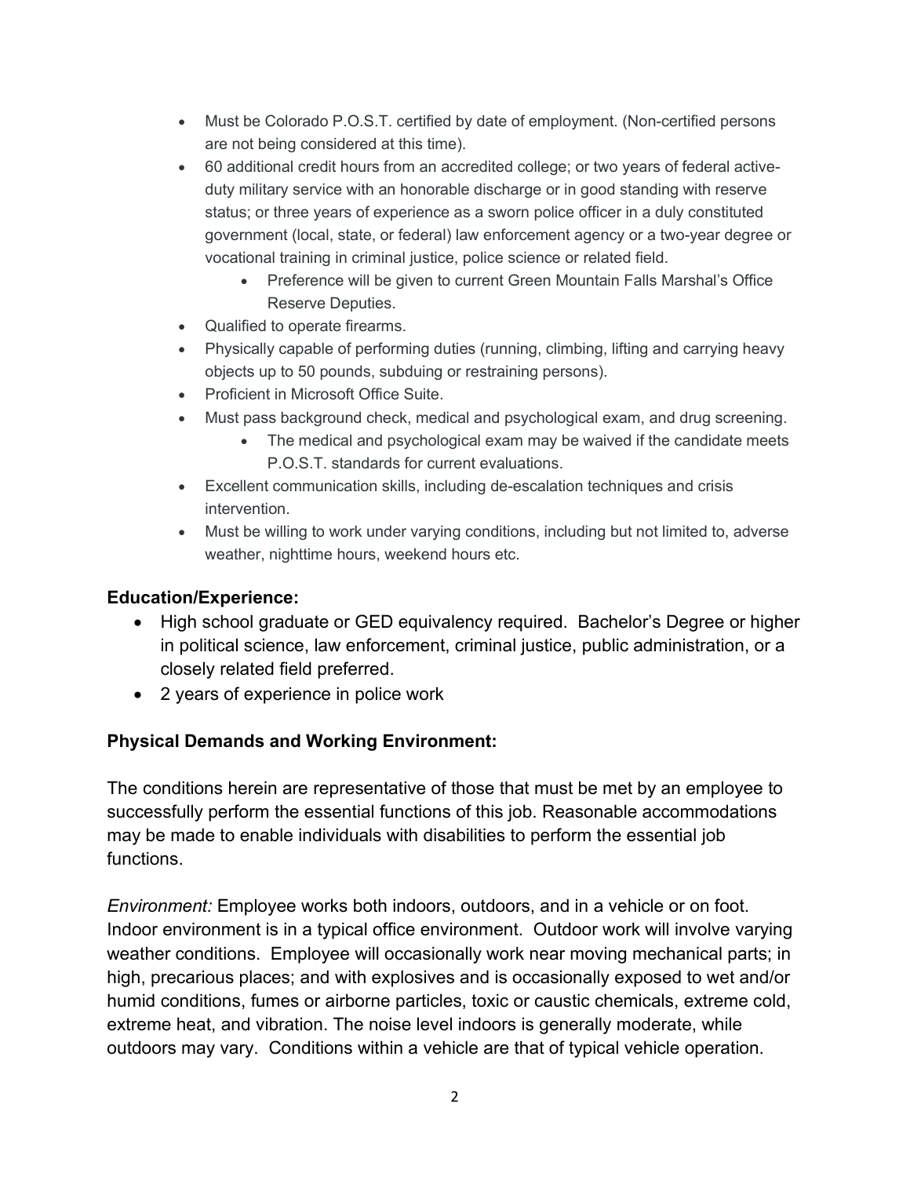- Must be Colorado P.O.S.T. certified by date of employment. (Non-certified persons are not being considered at this time).
- 60 additional credit hours from an accredited college; or two years of federal active-duty military service with an honorable discharge or in good standing with reserve status; or three years of experience as a sworn police officer in a duly constituted government (local, state, or federal) law enforcement agency or a two-year degree or vocational training in criminal justice, police science or related field.
  - Preference will be given to current Green Mountain Falls Marshal's Office Reserve Deputies.
- Qualified to operate firearms.
- Physically capable of performing duties (running, climbing, lifting and carrying heavy objects up to 50 pounds, subduing or restraining persons).
- Proficient in Microsoft Office Suite.
- Must pass background check, medical and psychological exam, and drug screening.
  - The medical and psychological exam may be waived if the candidate meets P.O.S.T. standards for current evaluations.
- Excellent communication skills, including de-escalation techniques and crisis intervention.
- Must be willing to work under varying conditions, including but not limited to, adverse weather, nighttime hours, weekend hours etc.

### Education/Experience:

- High school graduate or GED equivalency required. Bachelor's Degree or higher in political science, law enforcement, criminal justice, public administration, or a closely related field preferred.
- 2 years of experience in police work

### Physical Demands and Working Environment:

The conditions herein are representative of those that must be met by an employee to successfully perform the essential functions of this job. Reasonable accommodations may be made to enable individuals with disabilities to perform the essential job functions.

*Environment:* Employee works both indoors, outdoors, and in a vehicle or on foot. Indoor environment is in a typical office environment. Outdoor work will involve varying weather conditions. Employee will occasionally work near moving mechanical parts; in high, precarious places; and with explosives and is occasionally exposed to wet and/or humid conditions, fumes or airborne particles, toxic or caustic chemicals, extreme cold, extreme heat, and vibration. The noise level indoors is generally moderate, while outdoors may vary. Conditions within a vehicle are that of typical vehicle operation.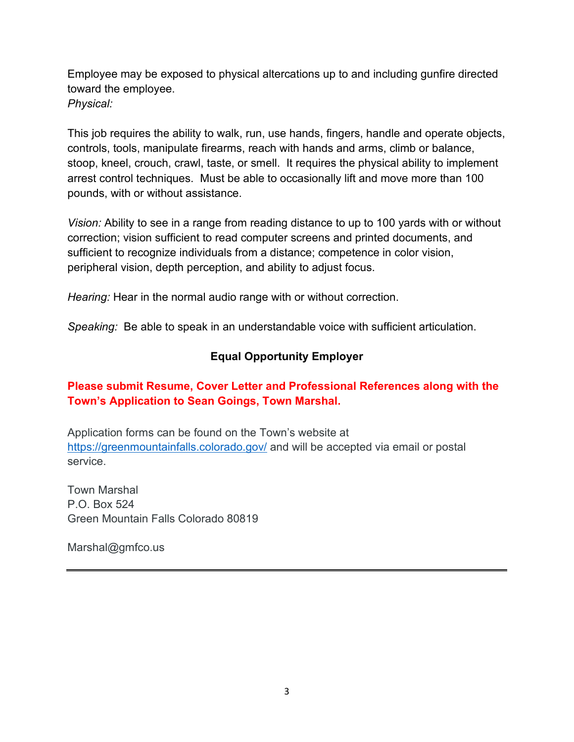Employee may be exposed to physical altercations up to and including gunfire directed toward the employee.

*Physical:*

This job requires the ability to walk, run, use hands, fingers, handle and operate objects, controls, tools, manipulate firearms, reach with hands and arms, climb or balance, stoop, kneel, crouch, crawl, taste, or smell. It requires the physical ability to implement arrest control techniques. Must be able to occasionally lift and move more than 100 pounds, with or without assistance.

*Vision:* Ability to see in a range from reading distance to up to 100 yards with or without correction; vision sufficient to read computer screens and printed documents, and sufficient to recognize individuals from a distance; competence in color vision, peripheral vision, depth perception, and ability to adjust focus.

*Hearing:* Hear in the normal audio range with or without correction.

*Speaking:* Be able to speak in an understandable voice with sufficient articulation.

**Equal Opportunity Employer**

**Please submit Resume, Cover Letter and Professional References along with the Town's Application to Sean Goings, Town Marshal.**

Application forms can be found on the Town's website at [https://greenmountainfalls.colorado.gov/](https://greenmountainfalls.colorado.gov/) and will be accepted via email or postal service.

Town Marshal
P.O. Box 524
Green Mountain Falls Colorado 80819

Marshal@gmfco.us

---